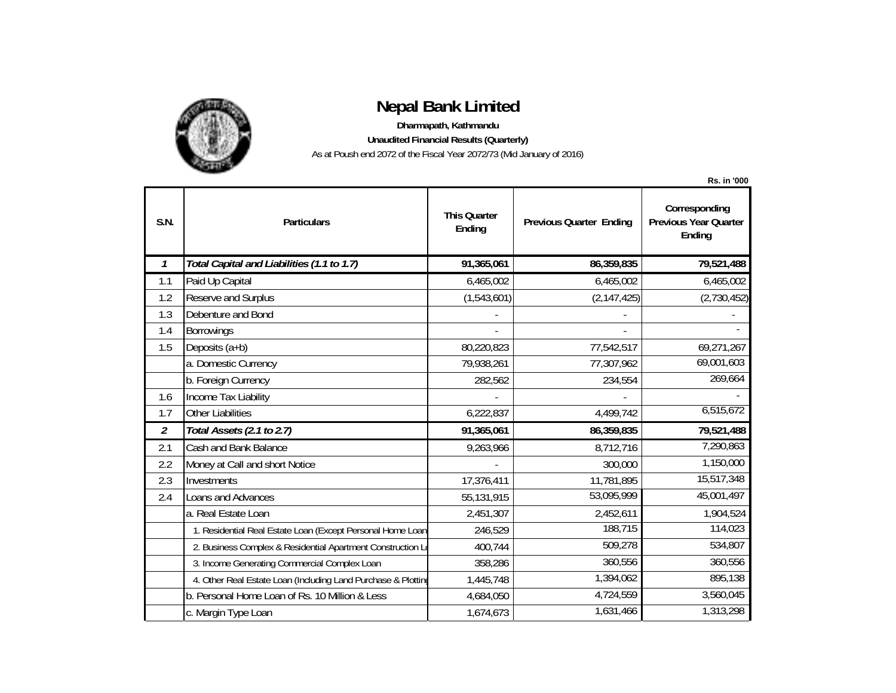# Nepal Bank Limited

**Dharmapath, Kathmandu**

**Unaudited Financial Results (Quarterly)**

As at Poush end 2072 of the Fiscal Year 2072/73 (Mid January of 2016)

**Rs. in '000**

| S.N. | Particulars | This Quarter Ending | Previous Quarter Ending | Corresponding Previous Year Quarter Ending |
|---|---|---|---|---|
| ***1*** | ***Total Capital and Liabilities (1.1 to 1.7)*** | **91,365,061** | **86,359,835** | **79,521,488** |
| 1.1 | Paid Up Capital | 6,465,002 | 6,465,002 | 6,465,002 |
| 1.2 | Reserve and Surplus | (1,543,601) | (2,147,425) | (2,730,452) |
| 1.3 | Debenture and Bond | - | - | - |
| 1.4 | Borrowings | - | - | - |
| 1.5 | Deposits (a+b) | 80,220,823 | 77,542,517 | 69,271,267 |
| | a. Domestic Currency | 79,938,261 | 77,307,962 | 69,001,603 |
| | b. Foreign Currency | 282,562 | 234,554 | 269,664 |
| 1.6 | Income Tax Liability | - | - | - |
| 1.7 | Other Liabilities | 6,222,837 | 4,499,742 | 6,515,672 |
| ***2*** | ***Total Assets (2.1 to 2.7)*** | **91,365,061** | **86,359,835** | **79,521,488** |
| 2.1 | Cash and Bank Balance | 9,263,966 | 8,712,716 | 7,290,863 |
| 2.2 | Money at Call and short Notice | - | 300,000 | 1,150,000 |
| 2.3 | Investments | 17,376,411 | 11,781,895 | 15,517,348 |
| 2.4 | Loans and Advances | 55,131,915 | 53,095,999 | 45,001,497 |
| | a. Real Estate Loan | 2,451,307 | 2,452,611 | 1,904,524 |
| | 1. Residential Real Estate Loan (Except Personal Home Loan | 246,529 | 188,715 | 114,023 |
| | 2. Business Complex & Residential Apartment Construction Lo | 400,744 | 509,278 | 534,807 |
| | 3. Income Generating Commercial Complex Loan | 358,286 | 360,556 | 360,556 |
| | 4. Other Real Estate Loan (Including Land Purchase & Plotting | 1,445,748 | 1,394,062 | 895,138 |
| | b. Personal Home Loan of Rs. 10 Million & Less | 4,684,050 | 4,724,559 | 3,560,045 |
| | c. Margin Type Loan | 1,674,673 | 1,631,466 | 1,313,298 |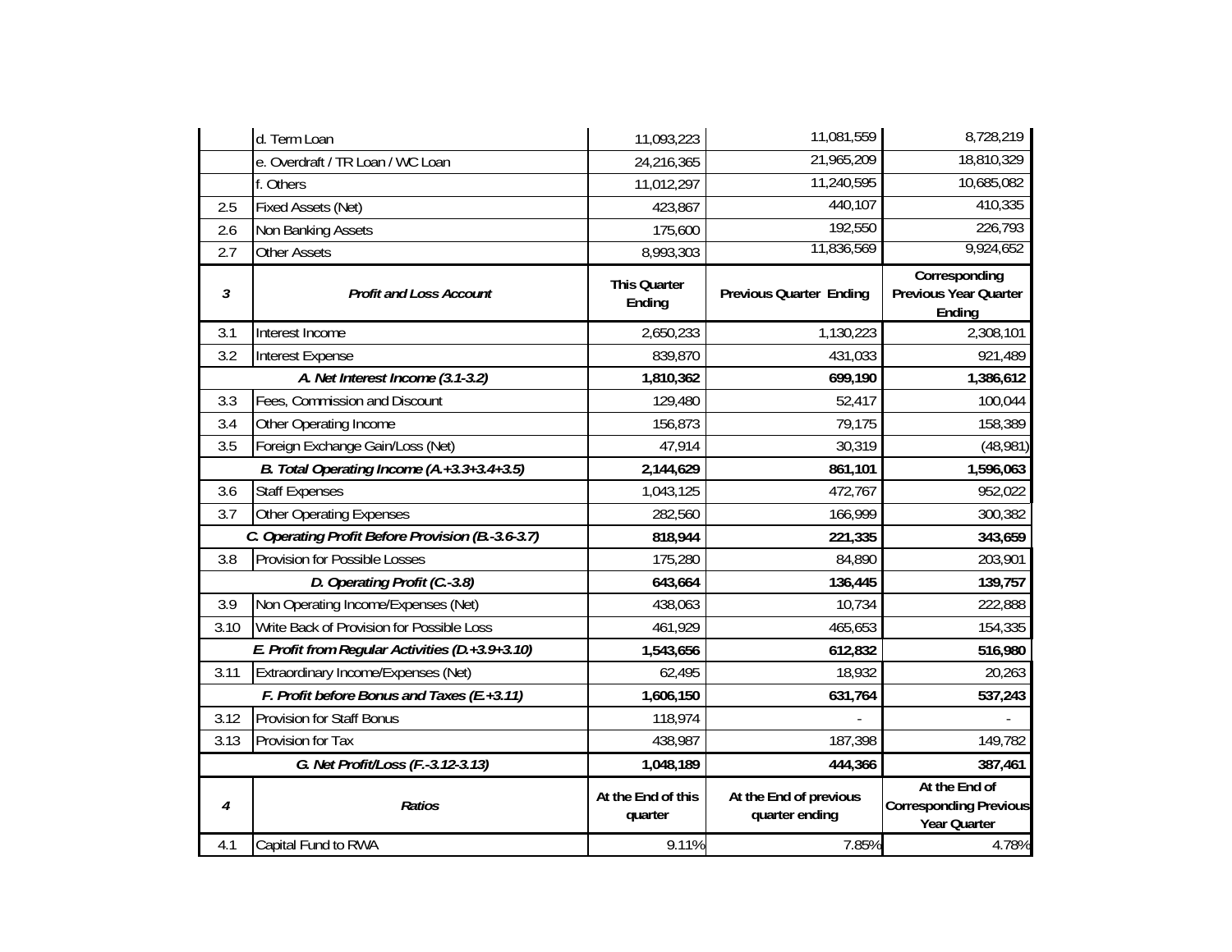|  |  |  |  |  |
|---|---|---|---|---|
|  | d. Term Loan | 11,093,223 | 11,081,559 | 8,728,219 |
|  | e. Overdraft / TR Loan / WC Loan | 24,216,365 | 21,965,209 | 18,810,329 |
|  | f. Others | 11,012,297 | 11,240,595 | 10,685,082 |
| 2.5 | Fixed Assets (Net) | 423,867 | 440,107 | 410,335 |
| 2.6 | Non Banking Assets | 175,600 | 192,550 | 226,793 |
| 2.7 | Other Assets | 8,993,303 | 11,836,569 | 9,924,652 |
| ***3*** | ***Profit and Loss Account*** | **This Quarter Ending** | **Previous Quarter Ending** | **Corresponding Previous Year Quarter Ending** |
| 3.1 | Interest Income | 2,650,233 | 1,130,223 | 2,308,101 |
| 3.2 | Interest Expense | 839,870 | 431,033 | 921,489 |
|  | ***A. Net Interest Income (3.1-3.2)*** | **1,810,362** | **699,190** | **1,386,612** |
| 3.3 | Fees, Commission and Discount | 129,480 | 52,417 | 100,044 |
| 3.4 | Other Operating Income | 156,873 | 79,175 | 158,389 |
| 3.5 | Foreign Exchange Gain/Loss (Net) | 47,914 | 30,319 | (48,981) |
|  | ***B. Total Operating Income (A.+3.3+3.4+3.5)*** | **2,144,629** | **861,101** | **1,596,063** |
| 3.6 | Staff Expenses | 1,043,125 | 472,767 | 952,022 |
| 3.7 | Other Operating Expenses | 282,560 | 166,999 | 300,382 |
|  | ***C. Operating Profit Before Provision (B.-3.6-3.7)*** | **818,944** | **221,335** | **343,659** |
| 3.8 | Provision for Possible Losses | 175,280 | 84,890 | 203,901 |
|  | ***D. Operating Profit (C.-3.8)*** | **643,664** | **136,445** | **139,757** |
| 3.9 | Non Operating Income/Expenses (Net) | 438,063 | 10,734 | 222,888 |
| 3.10 | Write Back of Provision for Possible Loss | 461,929 | 465,653 | 154,335 |
|  | ***E. Profit from Regular Activities (D.+3.9+3.10)*** | **1,543,656** | **612,832** | **516,980** |
| 3.11 | Extraordinary Income/Expenses (Net) | 62,495 | 18,932 | 20,263 |
|  | ***F. Profit before Bonus and Taxes (E.+3.11)*** | **1,606,150** | **631,764** | **537,243** |
| 3.12 | Provision for Staff Bonus | 118,974 | - | - |
| 3.13 | Provision for Tax | 438,987 | 187,398 | 149,782 |
|  | ***G. Net Profit/Loss (F.-3.12-3.13)*** | **1,048,189** | **444,366** | **387,461** |
| ***4*** | ***Ratios*** | **At the End of this quarter** | **At the End of previous quarter ending** | **At the End of Corresponding Previous Year Quarter** |
| 4.1 | Capital Fund to RWA | 9.11% | 7.85% | 4.78% |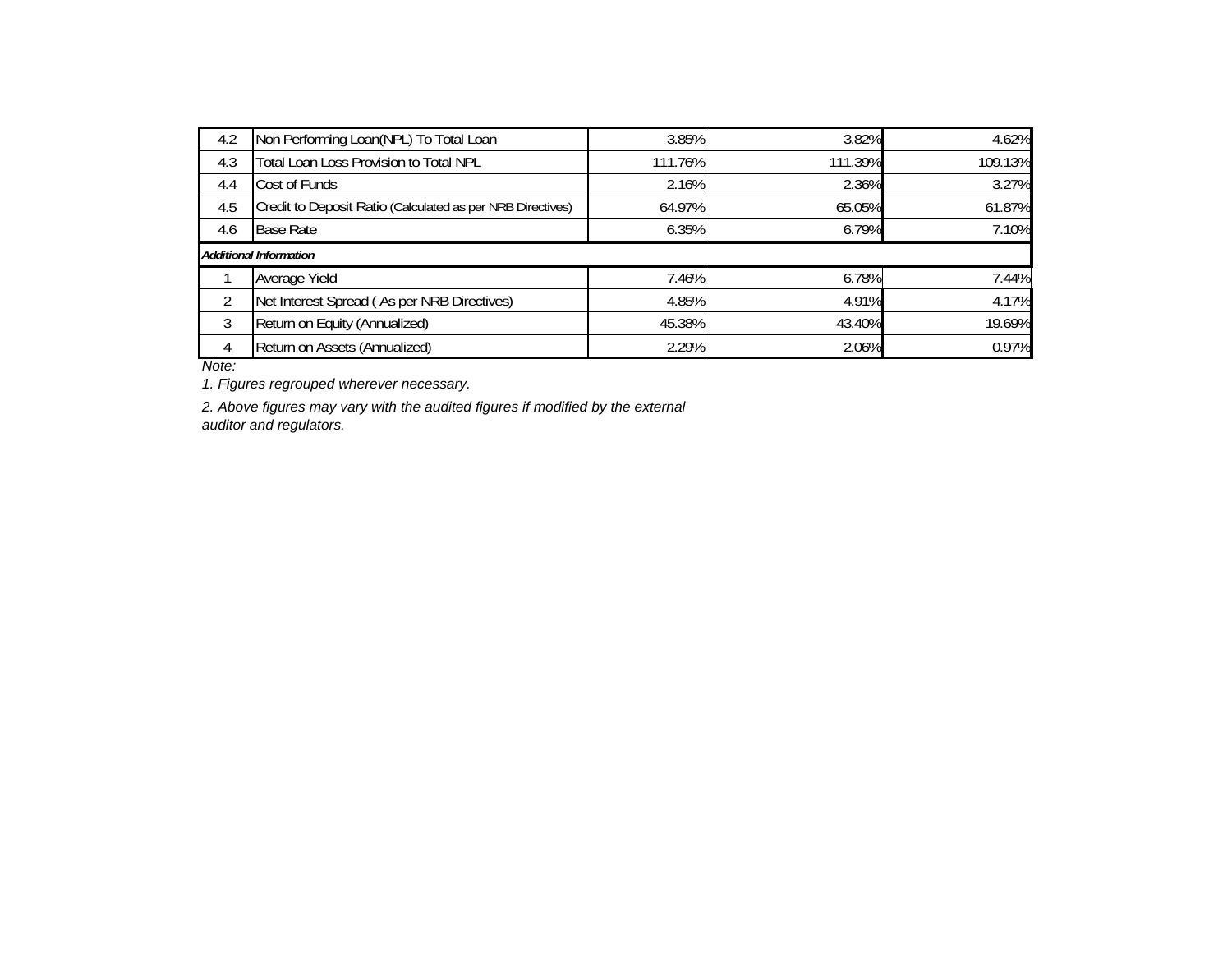| | | | | |
|---|---|---|---|---|
| 4.2 | Non Performing Loan(NPL) To Total Loan | 3.85% | 3.82% | 4.62% |
| 4.3 | Total Loan Loss Provision to Total NPL | 111.76% | 111.39% | 109.13% |
| 4.4 | Cost of Funds | 2.16% | 2.36% | 3.27% |
| 4.5 | Credit to Deposit Ratio (Calculated as per NRB Directives) | 64.97% | 65.05% | 61.87% |
| 4.6 | Base Rate | 6.35% | 6.79% | 7.10% |
| ***Additional Information*** | | | | |
| 1 | Average Yield | 7.46% | 6.78% | 7.44% |
| 2 | Net Interest Spread ( As per NRB Directives) | 4.85% | 4.91% | 4.17% |
| 3 | Return on Equity (Annualized) | 45.38% | 43.40% | 19.69% |
| 4 | Return on Assets (Annualized) | 2.29% | 2.06% | 0.97% |

*Note:*

*1. Figures regrouped wherever necessary.*

*2. Above figures may vary with the audited figures if modified by the external auditor and regulators.*